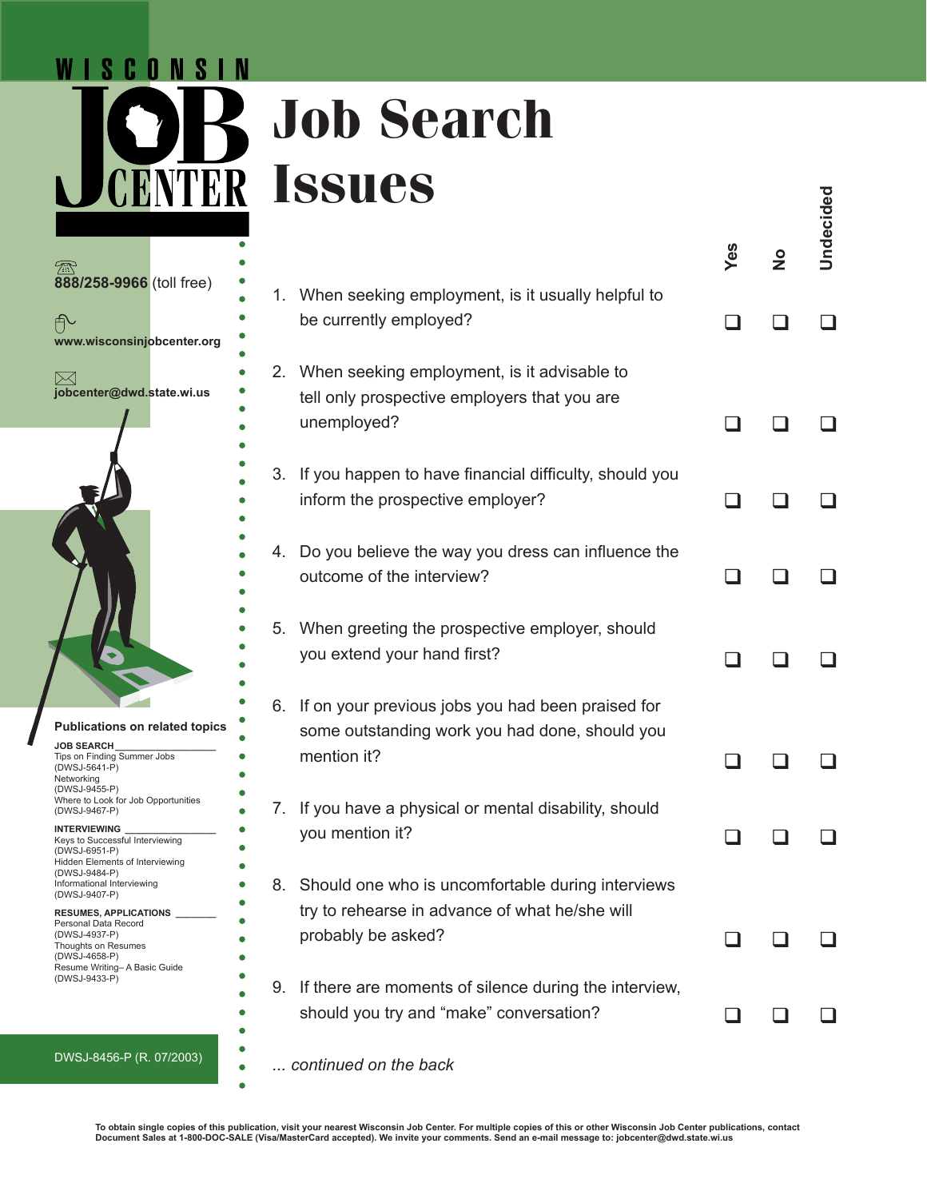# Wisconsin Job Center

# Job Search Issues

☎ **888/258-9966** (toll free)

**www.wisconsinjobcenter.org**

**jobcenter@dwd.state.wi.us**

| | Yes | No | Undecided |
|---|---|---|---|
| 1. When seeking employment, is it usually helpful to be currently employed? | ❑ | ❑ | ❑ |
| 2. When seeking employment, is it advisable to tell only prospective employers that you are unemployed? | ❑ | ❑ | ❑ |
| 3. If you happen to have financial difficulty, should you inform the prospective employer? | ❑ | ❑ | ❑ |
| 4. Do you believe the way you dress can influence the outcome of the interview? | ❑ | ❑ | ❑ |
| 5. When greeting the prospective employer, should you extend your hand first? | ❑ | ❑ | ❑ |
| 6. If on your previous jobs you had been praised for some outstanding work you had done, should you mention it? | ❑ | ❑ | ❑ |
| 7. If you have a physical or mental disability, should you mention it? | ❑ | ❑ | ❑ |
| 8. Should one who is uncomfortable during interviews try to rehearse in advance of what he/she will probably be asked? | ❑ | ❑ | ❑ |
| 9. If there are moments of silence during the interview, should you try and “make” conversation? | ❑ | ❑ | ❑ |

*... continued on the back*

**Publications on related topics**

**JOB SEARCH**
- Tips on Finding Summer Jobs (DWSJ-5641-P)
- Networking (DWSJ-9455-P)
- Where to Look for Job Opportunities (DWSJ-9467-P)

**INTERVIEWING**
- Keys to Successful Interviewing (DWSJ-6951-P)
- Hidden Elements of Interviewing (DWSJ-9484-P)
- Informational Interviewing (DWSJ-9407-P)

**RESUMES, APPLICATIONS**
- Personal Data Record (DWSJ-4937-P)
- Thoughts on Resumes (DWSJ-4658-P)
- Resume Writing– A Basic Guide (DWSJ-9433-P)

DWSJ-8456-P (R. 07/2003)

**To obtain single copies of this publication, visit your nearest Wisconsin Job Center. For multiple copies of this or other Wisconsin Job Center publications, contact Document Sales at 1-800-DOC-SALE (Visa/MasterCard accepted). We invite your comments. Send an e-mail message to: jobcenter@dwd.state.wi.us**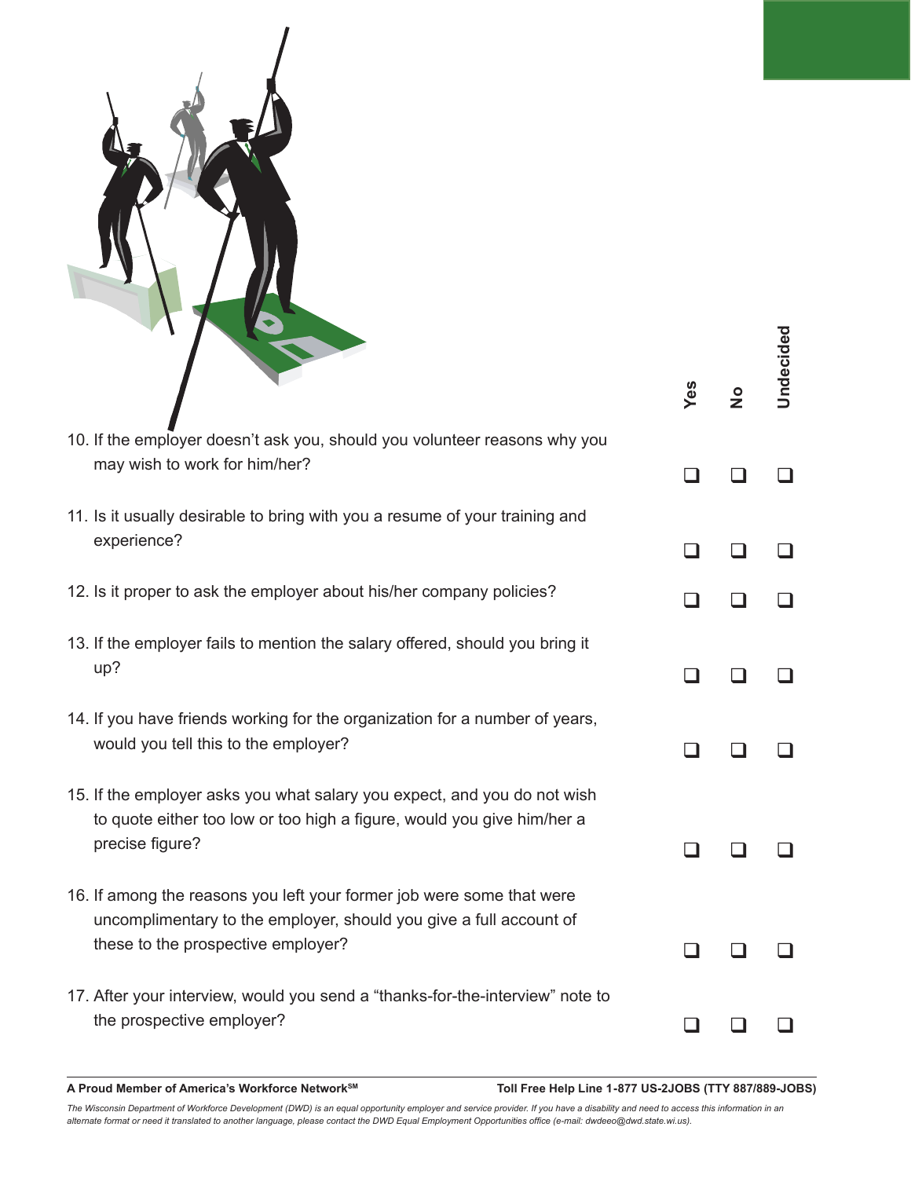| | Yes | No | Undecided |
|---|---|---|---|
| 10. If the employer doesn't ask you, should you volunteer reasons why you may wish to work for him/her? | ❑ | ❑ | ❑ |
| 11. Is it usually desirable to bring with you a resume of your training and experience? | ❑ | ❑ | ❑ |
| 12. Is it proper to ask the employer about his/her company policies? | ❑ | ❑ | ❑ |
| 13. If the employer fails to mention the salary offered, should you bring it up? | ❑ | ❑ | ❑ |
| 14. If you have friends working for the organization for a number of years, would you tell this to the employer? | ❑ | ❑ | ❑ |
| 15. If the employer asks you what salary you expect, and you do not wish to quote either too low or too high a figure, would you give him/her a precise figure? | ❑ | ❑ | ❑ |
| 16. If among the reasons you left your former job were some that were uncomplimentary to the employer, should you give a full account of these to the prospective employer? | ❑ | ❑ | ❑ |
| 17. After your interview, would you send a "thanks-for-the-interview" note to the prospective employer? | ❑ | ❑ | ❑ |

**A Proud Member of America's Workforce Network[SM]** **Toll Free Help Line 1-877 US-2JOBS (TTY 887/889-JOBS)**

*The Wisconsin Department of Workforce Development (DWD) is an equal opportunity employer and service provider. If you have a disability and need to access this information in an alternate format or need it translated to another language, please contact the DWD Equal Employment Opportunities office (e-mail: dwdeeo@dwd.state.wi.us).*